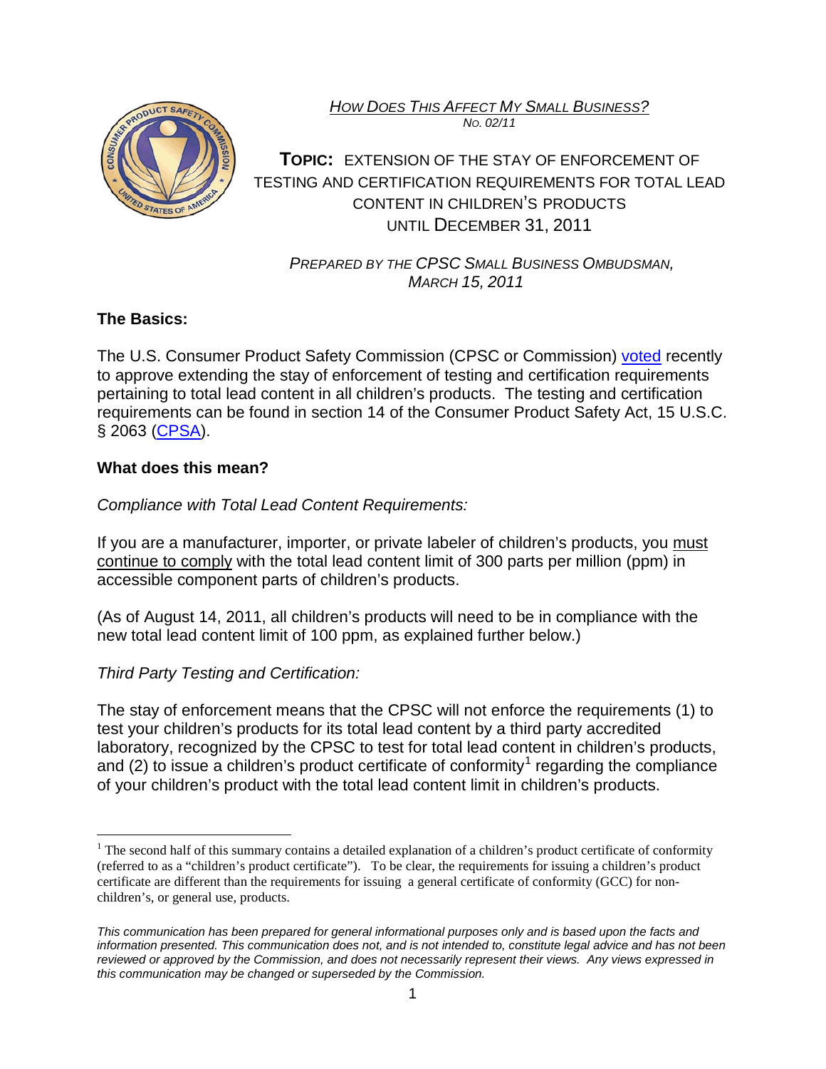*HOW DOES THIS AFFECT MY SMALL BUSINESS?*
*NO. 02/11*

# TOPIC: EXTENSION OF THE STAY OF ENFORCEMENT OF TESTING AND CERTIFICATION REQUIREMENTS FOR TOTAL LEAD CONTENT IN CHILDREN'S PRODUCTS UNTIL DECEMBER 31, 2011

*PREPARED BY THE CPSC SMALL BUSINESS OMBUDSMAN, MARCH 15, 2011*

## The Basics:

The U.S. Consumer Product Safety Commission (CPSC or Commission) voted recently to approve extending the stay of enforcement of testing and certification requirements pertaining to total lead content in all children's products. The testing and certification requirements can be found in section 14 of the Consumer Product Safety Act, 15 U.S.C. § 2063 (CPSA).

## What does this mean?

*Compliance with Total Lead Content Requirements:*

If you are a manufacturer, importer, or private labeler of children's products, you must continue to comply with the total lead content limit of 300 parts per million (ppm) in accessible component parts of children's products.

(As of August 14, 2011, all children's products will need to be in compliance with the new total lead content limit of 100 ppm, as explained further below.)

*Third Party Testing and Certification:*

The stay of enforcement means that the CPSC will not enforce the requirements (1) to test your children's products for its total lead content by a third party accredited laboratory, recognized by the CPSC to test for total lead content in children's products, and (2) to issue a children's product certificate of conformity[1] regarding the compliance of your children's product with the total lead content limit in children's products.

[1] The second half of this summary contains a detailed explanation of a children's product certificate of conformity (referred to as a "children's product certificate"). To be clear, the requirements for issuing a children's product certificate are different than the requirements for issuing a general certificate of conformity (GCC) for non-children's, or general use, products.

*This communication has been prepared for general informational purposes only and is based upon the facts and information presented. This communication does not, and is not intended to, constitute legal advice and has not been reviewed or approved by the Commission, and does not necessarily represent their views. Any views expressed in this communication may be changed or superseded by the Commission.*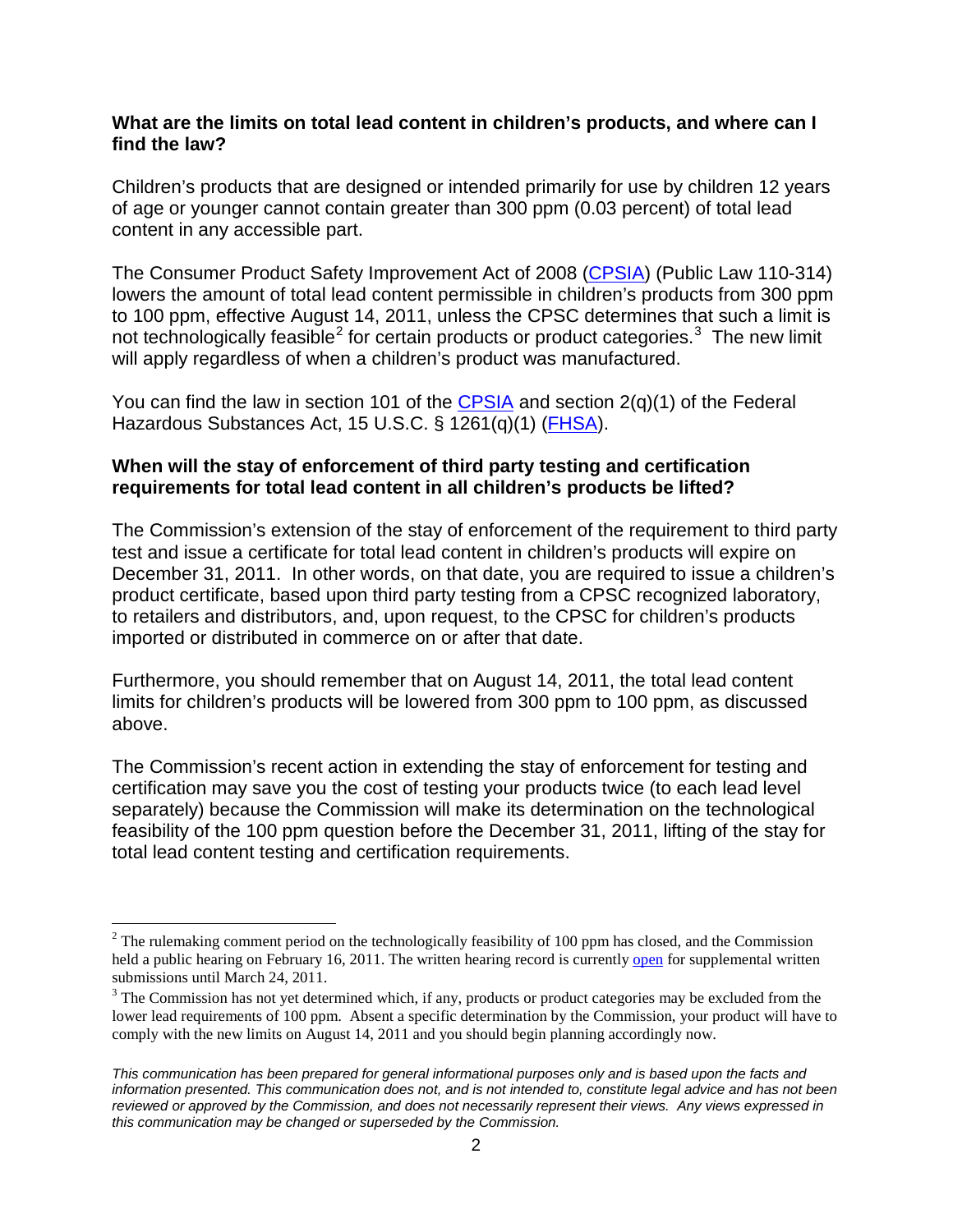**What are the limits on total lead content in children's products, and where can I find the law?**

Children's products that are designed or intended primarily for use by children 12 years of age or younger cannot contain greater than 300 ppm (0.03 percent) of total lead content in any accessible part.

The Consumer Product Safety Improvement Act of 2008 (CPSIA) (Public Law 110-314) lowers the amount of total lead content permissible in children's products from 300 ppm to 100 ppm, effective August 14, 2011, unless the CPSC determines that such a limit is not technologically feasible[2] for certain products or product categories.[3] The new limit will apply regardless of when a children's product was manufactured.

You can find the law in section 101 of the CPSIA and section 2(q)(1) of the Federal Hazardous Substances Act, 15 U.S.C. § 1261(q)(1) (FHSA).

**When will the stay of enforcement of third party testing and certification requirements for total lead content in all children's products be lifted?**

The Commission's extension of the stay of enforcement of the requirement to third party test and issue a certificate for total lead content in children's products will expire on December 31, 2011. In other words, on that date, you are required to issue a children's product certificate, based upon third party testing from a CPSC recognized laboratory, to retailers and distributors, and, upon request, to the CPSC for children's products imported or distributed in commerce on or after that date.

Furthermore, you should remember that on August 14, 2011, the total lead content limits for children's products will be lowered from 300 ppm to 100 ppm, as discussed above.

The Commission's recent action in extending the stay of enforcement for testing and certification may save you the cost of testing your products twice (to each lead level separately) because the Commission will make its determination on the technological feasibility of the 100 ppm question before the December 31, 2011, lifting of the stay for total lead content testing and certification requirements.

---

[2] The rulemaking comment period on the technologically feasibility of 100 ppm has closed, and the Commission held a public hearing on February 16, 2011. The written hearing record is currently open for supplemental written submissions until March 24, 2011.

[3] The Commission has not yet determined which, if any, products or product categories may be excluded from the lower lead requirements of 100 ppm. Absent a specific determination by the Commission, your product will have to comply with the new limits on August 14, 2011 and you should begin planning accordingly now.

*This communication has been prepared for general informational purposes only and is based upon the facts and information presented. This communication does not, and is not intended to, constitute legal advice and has not been reviewed or approved by the Commission, and does not necessarily represent their views. Any views expressed in this communication may be changed or superseded by the Commission.*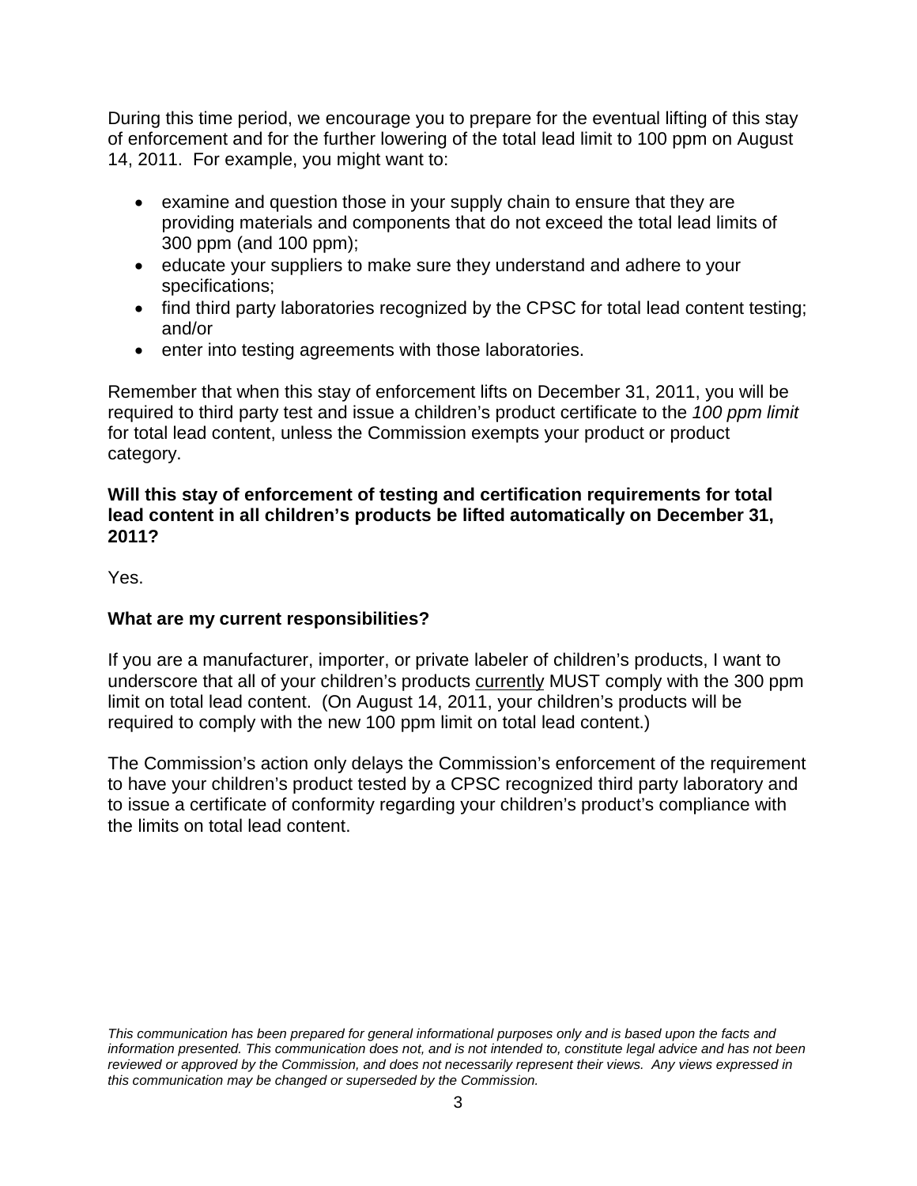During this time period, we encourage you to prepare for the eventual lifting of this stay of enforcement and for the further lowering of the total lead limit to 100 ppm on August 14, 2011. For example, you might want to:

- examine and question those in your supply chain to ensure that they are providing materials and components that do not exceed the total lead limits of 300 ppm (and 100 ppm);
- educate your suppliers to make sure they understand and adhere to your specifications;
- find third party laboratories recognized by the CPSC for total lead content testing; and/or
- enter into testing agreements with those laboratories.

Remember that when this stay of enforcement lifts on December 31, 2011, you will be required to third party test and issue a children's product certificate to the *100 ppm limit* for total lead content, unless the Commission exempts your product or product category.

**Will this stay of enforcement of testing and certification requirements for total lead content in all children's products be lifted automatically on December 31, 2011?**

Yes.

**What are my current responsibilities?**

If you are a manufacturer, importer, or private labeler of children's products, I want to underscore that all of your children's products <u>currently</u> MUST comply with the 300 ppm limit on total lead content. (On August 14, 2011, your children's products will be required to comply with the new 100 ppm limit on total lead content.)

The Commission's action only delays the Commission's enforcement of the requirement to have your children's product tested by a CPSC recognized third party laboratory and to issue a certificate of conformity regarding your children's product's compliance with the limits on total lead content.

*This communication has been prepared for general informational purposes only and is based upon the facts and information presented. This communication does not, and is not intended to, constitute legal advice and has not been reviewed or approved by the Commission, and does not necessarily represent their views. Any views expressed in this communication may be changed or superseded by the Commission.*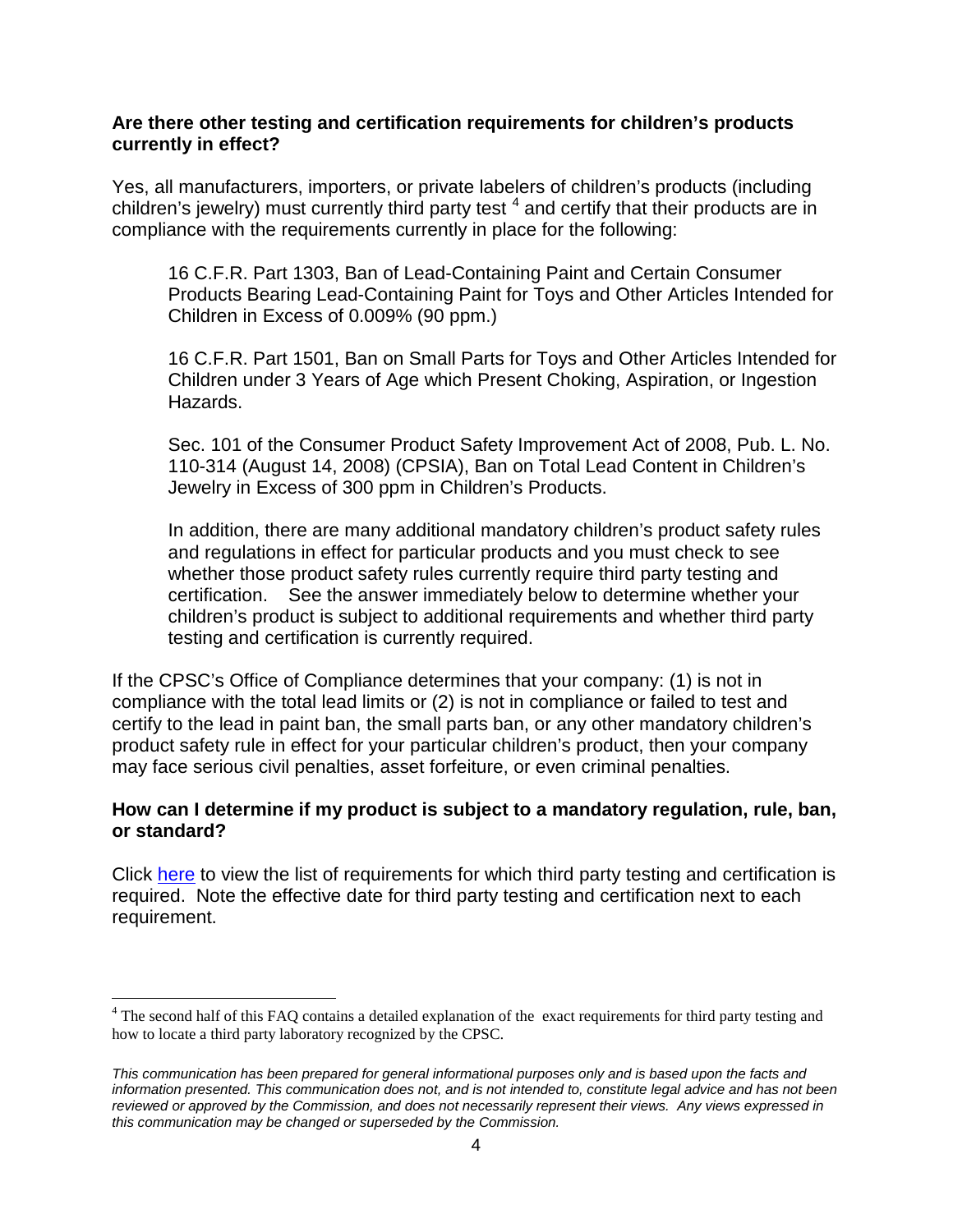**Are there other testing and certification requirements for children's products currently in effect?**

Yes, all manufacturers, importers, or private labelers of children's products (including children's jewelry) must currently third party test [4] and certify that their products are in compliance with the requirements currently in place for the following:

> 16 C.F.R. Part 1303, Ban of Lead-Containing Paint and Certain Consumer Products Bearing Lead-Containing Paint for Toys and Other Articles Intended for Children in Excess of 0.009% (90 ppm.)
>
> 16 C.F.R. Part 1501, Ban on Small Parts for Toys and Other Articles Intended for Children under 3 Years of Age which Present Choking, Aspiration, or Ingestion Hazards.
>
> Sec. 101 of the Consumer Product Safety Improvement Act of 2008, Pub. L. No. 110-314 (August 14, 2008) (CPSIA), Ban on Total Lead Content in Children's Jewelry in Excess of 300 ppm in Children's Products.
>
> In addition, there are many additional mandatory children's product safety rules and regulations in effect for particular products and you must check to see whether those product safety rules currently require third party testing and certification. See the answer immediately below to determine whether your children's product is subject to additional requirements and whether third party testing and certification is currently required.

If the CPSC's Office of Compliance determines that your company: (1) is not in compliance with the total lead limits or (2) is not in compliance or failed to test and certify to the lead in paint ban, the small parts ban, or any other mandatory children's product safety rule in effect for your particular children's product, then your company may face serious civil penalties, asset forfeiture, or even criminal penalties.

**How can I determine if my product is subject to a mandatory regulation, rule, ban, or standard?**

Click here to view the list of requirements for which third party testing and certification is required. Note the effective date for third party testing and certification next to each requirement.

[4] The second half of this FAQ contains a detailed explanation of the exact requirements for third party testing and how to locate a third party laboratory recognized by the CPSC.

*This communication has been prepared for general informational purposes only and is based upon the facts and information presented. This communication does not, and is not intended to, constitute legal advice and has not been reviewed or approved by the Commission, and does not necessarily represent their views. Any views expressed in this communication may be changed or superseded by the Commission.*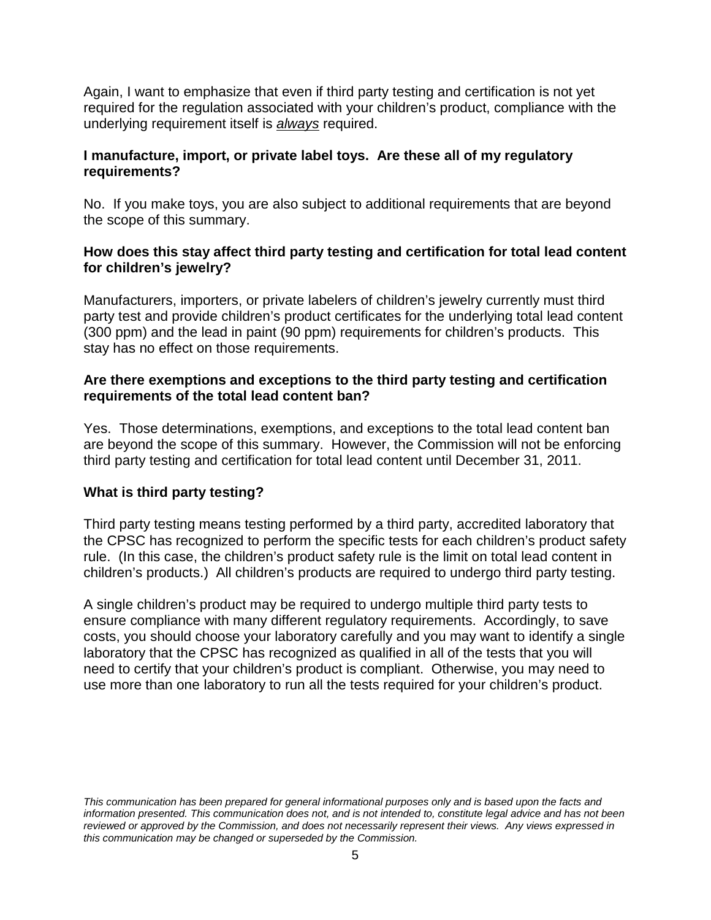Again, I want to emphasize that even if third party testing and certification is not yet required for the regulation associated with your children's product, compliance with the underlying requirement itself is *always* required.

**I manufacture, import, or private label toys. Are these all of my regulatory requirements?**

No. If you make toys, you are also subject to additional requirements that are beyond the scope of this summary.

**How does this stay affect third party testing and certification for total lead content for children's jewelry?**

Manufacturers, importers, or private labelers of children's jewelry currently must third party test and provide children's product certificates for the underlying total lead content (300 ppm) and the lead in paint (90 ppm) requirements for children's products. This stay has no effect on those requirements.

**Are there exemptions and exceptions to the third party testing and certification requirements of the total lead content ban?**

Yes. Those determinations, exemptions, and exceptions to the total lead content ban are beyond the scope of this summary. However, the Commission will not be enforcing third party testing and certification for total lead content until December 31, 2011.

**What is third party testing?**

Third party testing means testing performed by a third party, accredited laboratory that the CPSC has recognized to perform the specific tests for each children's product safety rule. (In this case, the children's product safety rule is the limit on total lead content in children's products.) All children's products are required to undergo third party testing.

A single children's product may be required to undergo multiple third party tests to ensure compliance with many different regulatory requirements. Accordingly, to save costs, you should choose your laboratory carefully and you may want to identify a single laboratory that the CPSC has recognized as qualified in all of the tests that you will need to certify that your children's product is compliant. Otherwise, you may need to use more than one laboratory to run all the tests required for your children's product.

*This communication has been prepared for general informational purposes only and is based upon the facts and information presented. This communication does not, and is not intended to, constitute legal advice and has not been reviewed or approved by the Commission, and does not necessarily represent their views. Any views expressed in this communication may be changed or superseded by the Commission.*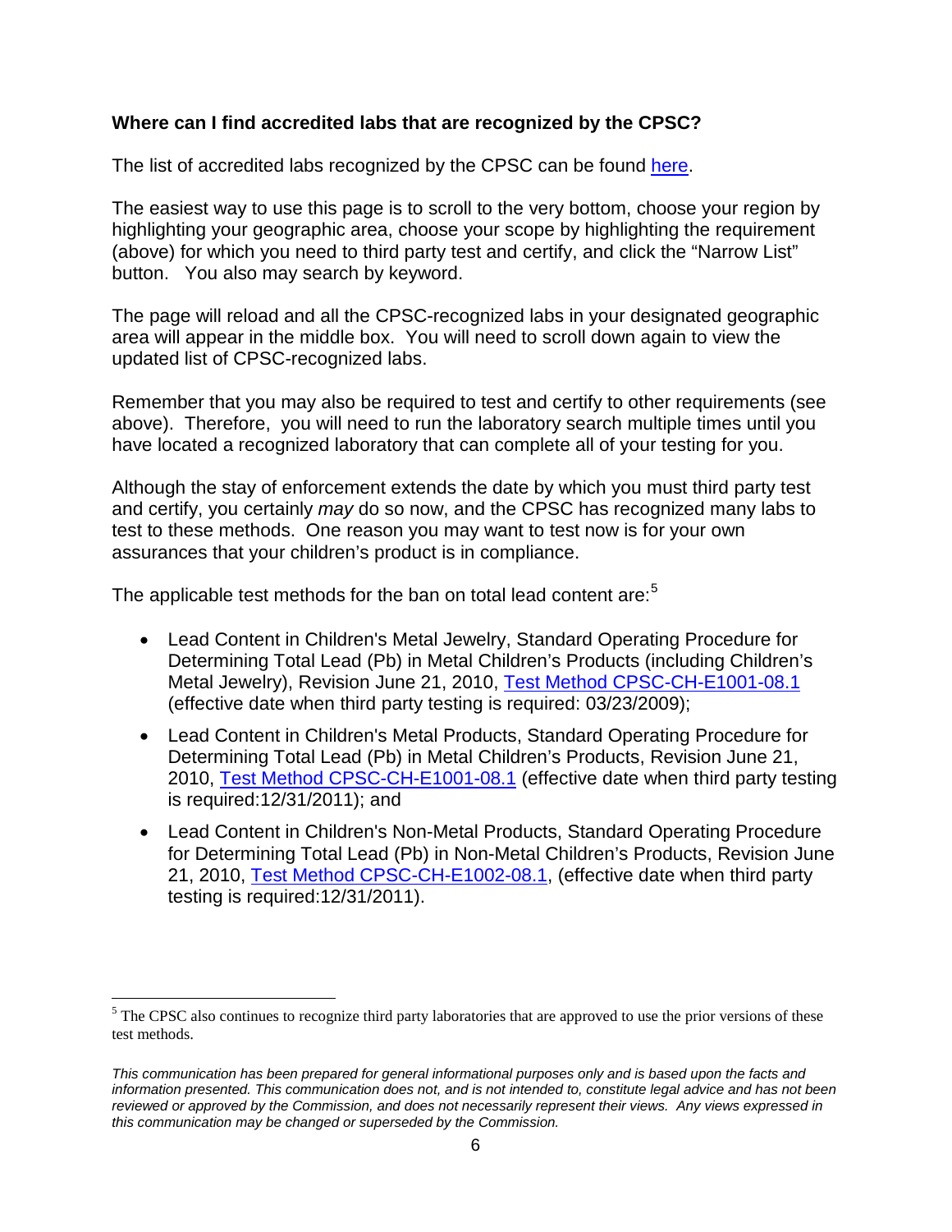**Where can I find accredited labs that are recognized by the CPSC?**

The list of accredited labs recognized by the CPSC can be found here.

The easiest way to use this page is to scroll to the very bottom, choose your region by highlighting your geographic area, choose your scope by highlighting the requirement (above) for which you need to third party test and certify, and click the "Narrow List" button. You also may search by keyword.

The page will reload and all the CPSC-recognized labs in your designated geographic area will appear in the middle box. You will need to scroll down again to view the updated list of CPSC-recognized labs.

Remember that you may also be required to test and certify to other requirements (see above). Therefore, you will need to run the laboratory search multiple times until you have located a recognized laboratory that can complete all of your testing for you.

Although the stay of enforcement extends the date by which you must third party test and certify, you certainly *may* do so now, and the CPSC has recognized many labs to test to these methods. One reason you may want to test now is for your own assurances that your children's product is in compliance.

The applicable test methods for the ban on total lead content are:[5]

- Lead Content in Children's Metal Jewelry, Standard Operating Procedure for Determining Total Lead (Pb) in Metal Children's Products (including Children's Metal Jewelry), Revision June 21, 2010, Test Method CPSC-CH-E1001-08.1 (effective date when third party testing is required: 03/23/2009);
- Lead Content in Children's Metal Products, Standard Operating Procedure for Determining Total Lead (Pb) in Metal Children's Products, Revision June 21, 2010, Test Method CPSC-CH-E1001-08.1 (effective date when third party testing is required:12/31/2011); and
- Lead Content in Children's Non-Metal Products, Standard Operating Procedure for Determining Total Lead (Pb) in Non-Metal Children's Products, Revision June 21, 2010, Test Method CPSC-CH-E1002-08.1, (effective date when third party testing is required:12/31/2011).

[5] The CPSC also continues to recognize third party laboratories that are approved to use the prior versions of these test methods.

*This communication has been prepared for general informational purposes only and is based upon the facts and information presented. This communication does not, and is not intended to, constitute legal advice and has not been reviewed or approved by the Commission, and does not necessarily represent their views. Any views expressed in this communication may be changed or superseded by the Commission.*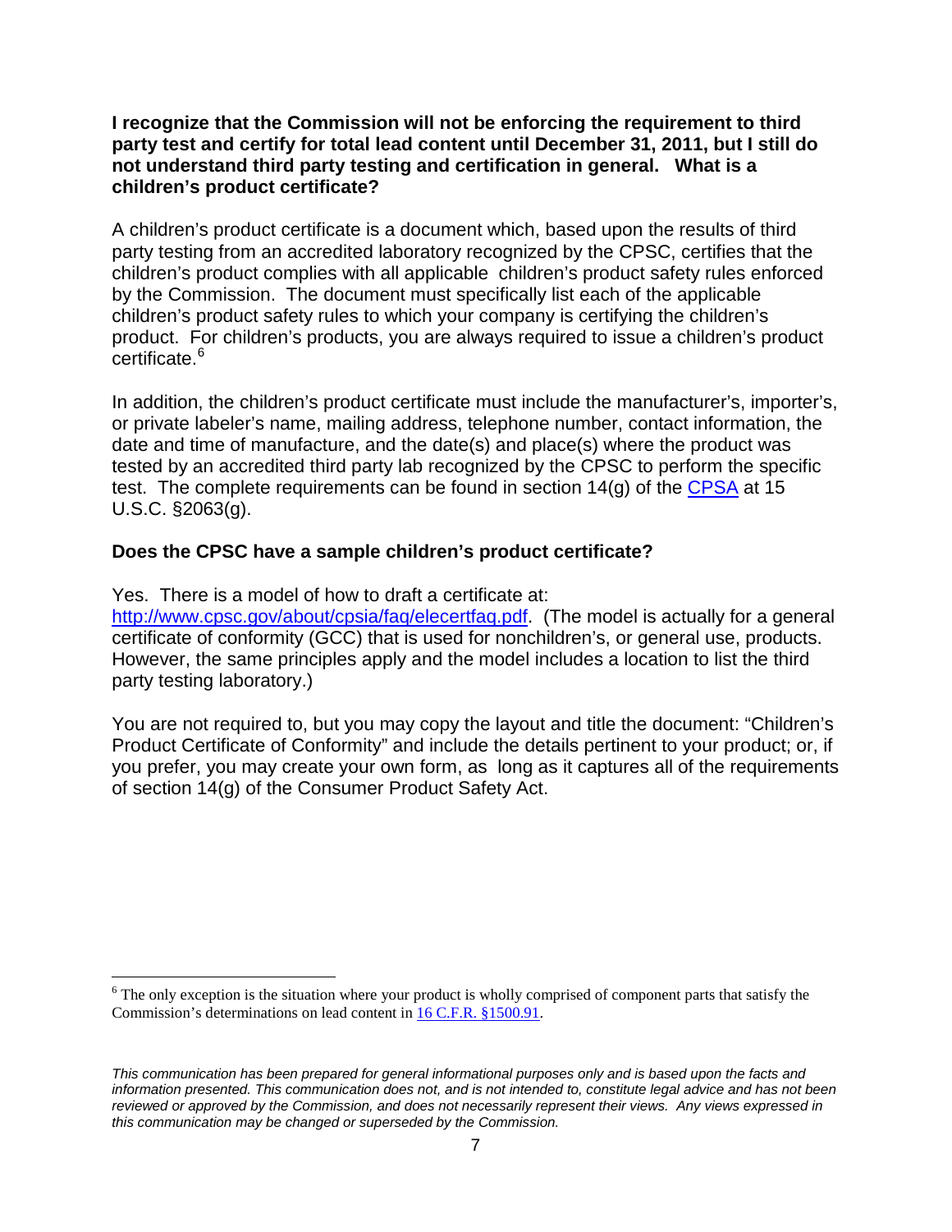**I recognize that the Commission will not be enforcing the requirement to third party test and certify for total lead content until December 31, 2011, but I still do not understand third party testing and certification in general. What is a children's product certificate?**

A children's product certificate is a document which, based upon the results of third party testing from an accredited laboratory recognized by the CPSC, certifies that the children's product complies with all applicable children's product safety rules enforced by the Commission. The document must specifically list each of the applicable children's product safety rules to which your company is certifying the children's product. For children's products, you are always required to issue a children's product certificate.[6]

In addition, the children's product certificate must include the manufacturer's, importer's, or private labeler's name, mailing address, telephone number, contact information, the date and time of manufacture, and the date(s) and place(s) where the product was tested by an accredited third party lab recognized by the CPSC to perform the specific test. The complete requirements can be found in section 14(g) of the CPSA at 15 U.S.C. §2063(g).

**Does the CPSC have a sample children's product certificate?**

Yes. There is a model of how to draft a certificate at: http://www.cpsc.gov/about/cpsia/faq/elecertfaq.pdf. (The model is actually for a general certificate of conformity (GCC) that is used for nonchildren's, or general use, products. However, the same principles apply and the model includes a location to list the third party testing laboratory.)

You are not required to, but you may copy the layout and title the document: "Children's Product Certificate of Conformity" and include the details pertinent to your product; or, if you prefer, you may create your own form, as long as it captures all of the requirements of section 14(g) of the Consumer Product Safety Act.

---

[6] The only exception is the situation where your product is wholly comprised of component parts that satisfy the Commission's determinations on lead content in 16 C.F.R. §1500.91.

*This communication has been prepared for general informational purposes only and is based upon the facts and information presented. This communication does not, and is not intended to, constitute legal advice and has not been reviewed or approved by the Commission, and does not necessarily represent their views. Any views expressed in this communication may be changed or superseded by the Commission.*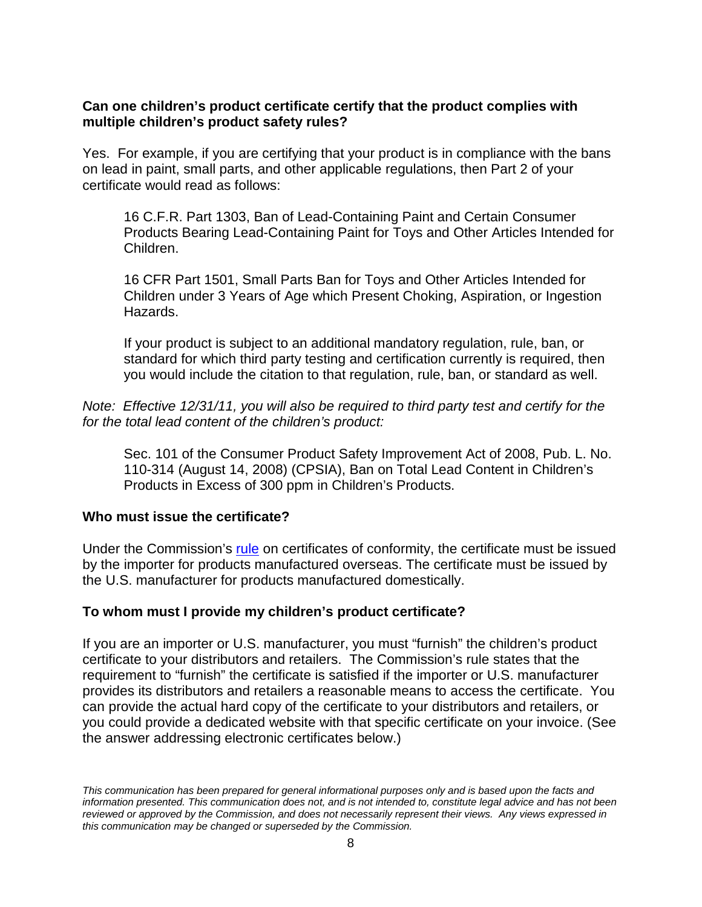### Can one children's product certificate certify that the product complies with multiple children's product safety rules?

Yes. For example, if you are certifying that your product is in compliance with the bans on lead in paint, small parts, and other applicable regulations, then Part 2 of your certificate would read as follows:

> 16 C.F.R. Part 1303, Ban of Lead-Containing Paint and Certain Consumer Products Bearing Lead-Containing Paint for Toys and Other Articles Intended for Children.
>
> 16 CFR Part 1501, Small Parts Ban for Toys and Other Articles Intended for Children under 3 Years of Age which Present Choking, Aspiration, or Ingestion Hazards.
>
> If your product is subject to an additional mandatory regulation, rule, ban, or standard for which third party testing and certification currently is required, then you would include the citation to that regulation, rule, ban, or standard as well.

*Note: Effective 12/31/11, you will also be required to third party test and certify for the for the total lead content of the children's product:*

> Sec. 101 of the Consumer Product Safety Improvement Act of 2008, Pub. L. No. 110-314 (August 14, 2008) (CPSIA), Ban on Total Lead Content in Children's Products in Excess of 300 ppm in Children's Products.

### Who must issue the certificate?

Under the Commission's rule on certificates of conformity, the certificate must be issued by the importer for products manufactured overseas. The certificate must be issued by the U.S. manufacturer for products manufactured domestically.

### To whom must I provide my children's product certificate?

If you are an importer or U.S. manufacturer, you must "furnish" the children's product certificate to your distributors and retailers. The Commission's rule states that the requirement to "furnish" the certificate is satisfied if the importer or U.S. manufacturer provides its distributors and retailers a reasonable means to access the certificate. You can provide the actual hard copy of the certificate to your distributors and retailers, or you could provide a dedicated website with that specific certificate on your invoice. (See the answer addressing electronic certificates below.)

*This communication has been prepared for general informational purposes only and is based upon the facts and information presented. This communication does not, and is not intended to, constitute legal advice and has not been reviewed or approved by the Commission, and does not necessarily represent their views. Any views expressed in this communication may be changed or superseded by the Commission.*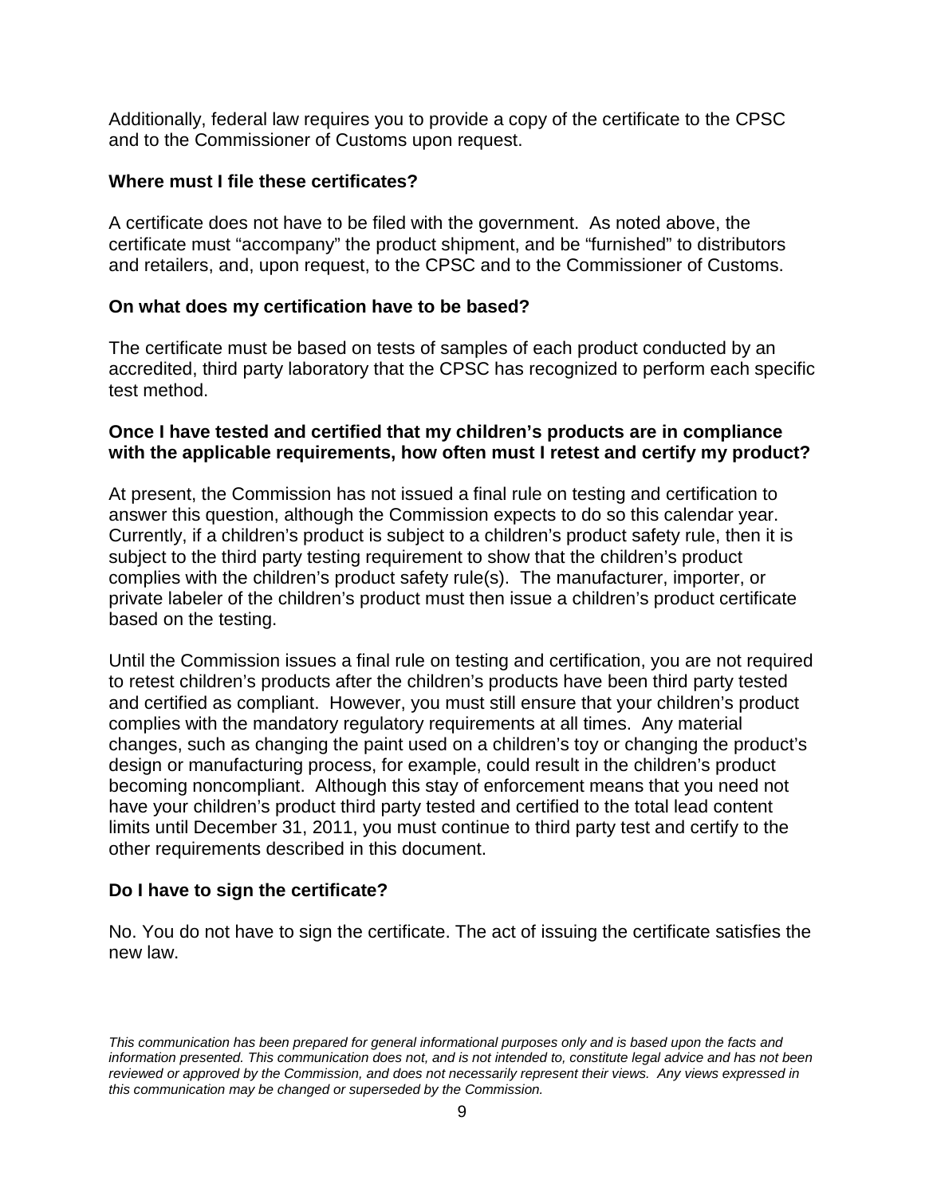Additionally, federal law requires you to provide a copy of the certificate to the CPSC and to the Commissioner of Customs upon request.

**Where must I file these certificates?**

A certificate does not have to be filed with the government. As noted above, the certificate must "accompany" the product shipment, and be "furnished" to distributors and retailers, and, upon request, to the CPSC and to the Commissioner of Customs.

**On what does my certification have to be based?**

The certificate must be based on tests of samples of each product conducted by an accredited, third party laboratory that the CPSC has recognized to perform each specific test method.

**Once I have tested and certified that my children's products are in compliance with the applicable requirements, how often must I retest and certify my product?**

At present, the Commission has not issued a final rule on testing and certification to answer this question, although the Commission expects to do so this calendar year. Currently, if a children's product is subject to a children's product safety rule, then it is subject to the third party testing requirement to show that the children's product complies with the children's product safety rule(s). The manufacturer, importer, or private labeler of the children's product must then issue a children's product certificate based on the testing.

Until the Commission issues a final rule on testing and certification, you are not required to retest children's products after the children's products have been third party tested and certified as compliant. However, you must still ensure that your children's product complies with the mandatory regulatory requirements at all times. Any material changes, such as changing the paint used on a children's toy or changing the product's design or manufacturing process, for example, could result in the children's product becoming noncompliant. Although this stay of enforcement means that you need not have your children's product third party tested and certified to the total lead content limits until December 31, 2011, you must continue to third party test and certify to the other requirements described in this document.

**Do I have to sign the certificate?**

No. You do not have to sign the certificate. The act of issuing the certificate satisfies the new law.

*This communication has been prepared for general informational purposes only and is based upon the facts and information presented. This communication does not, and is not intended to, constitute legal advice and has not been reviewed or approved by the Commission, and does not necessarily represent their views. Any views expressed in this communication may be changed or superseded by the Commission.*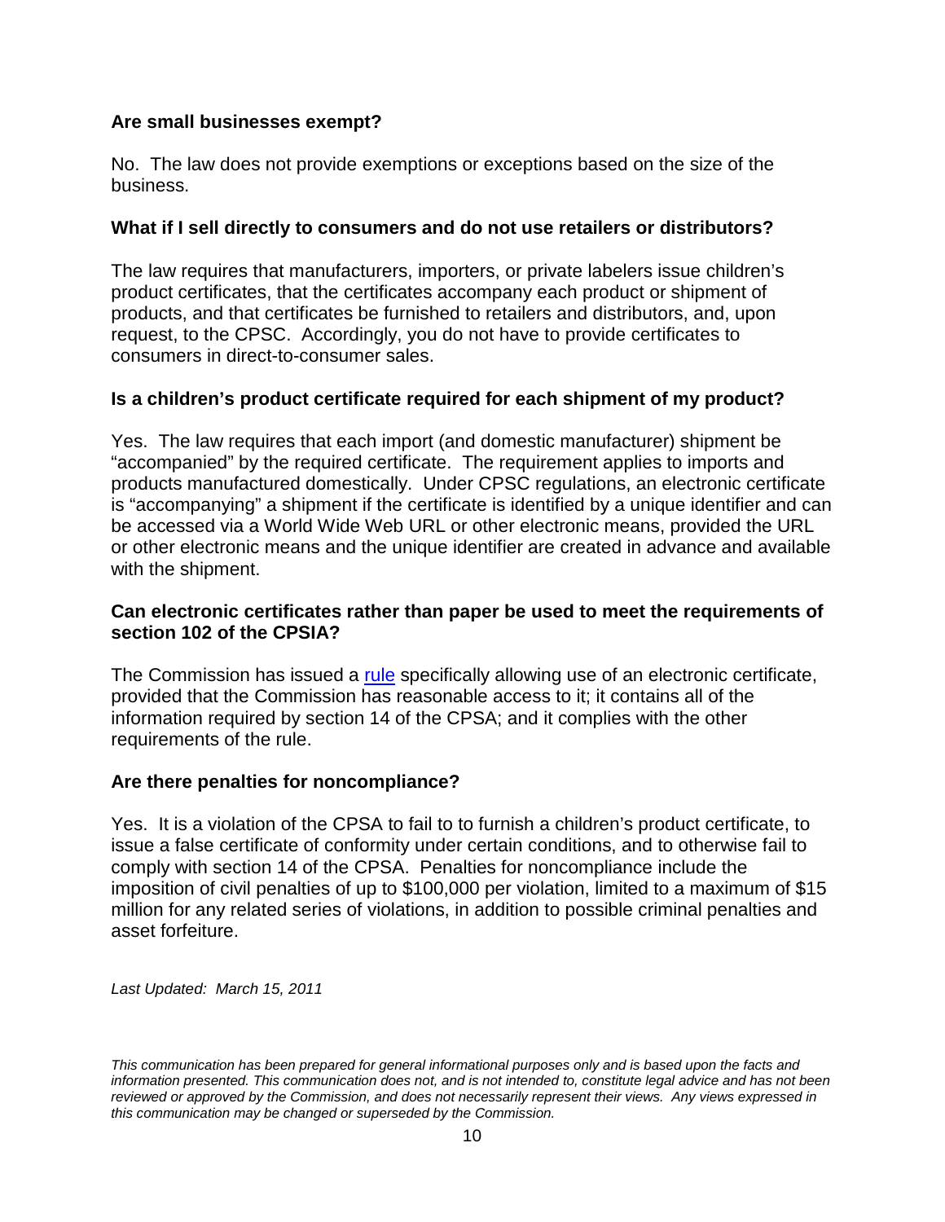### Are small businesses exempt?

No. The law does not provide exemptions or exceptions based on the size of the business.

### What if I sell directly to consumers and do not use retailers or distributors?

The law requires that manufacturers, importers, or private labelers issue children's product certificates, that the certificates accompany each product or shipment of products, and that certificates be furnished to retailers and distributors, and, upon request, to the CPSC. Accordingly, you do not have to provide certificates to consumers in direct-to-consumer sales.

### Is a children's product certificate required for each shipment of my product?

Yes. The law requires that each import (and domestic manufacturer) shipment be "accompanied" by the required certificate. The requirement applies to imports and products manufactured domestically. Under CPSC regulations, an electronic certificate is "accompanying" a shipment if the certificate is identified by a unique identifier and can be accessed via a World Wide Web URL or other electronic means, provided the URL or other electronic means and the unique identifier are created in advance and available with the shipment.

### Can electronic certificates rather than paper be used to meet the requirements of section 102 of the CPSIA?

The Commission has issued a rule specifically allowing use of an electronic certificate, provided that the Commission has reasonable access to it; it contains all of the information required by section 14 of the CPSA; and it complies with the other requirements of the rule.

### Are there penalties for noncompliance?

Yes. It is a violation of the CPSA to fail to to furnish a children's product certificate, to issue a false certificate of conformity under certain conditions, and to otherwise fail to comply with section 14 of the CPSA. Penalties for noncompliance include the imposition of civil penalties of up to $100,000 per violation, limited to a maximum of $15 million for any related series of violations, in addition to possible criminal penalties and asset forfeiture.

*Last Updated: March 15, 2011*

*This communication has been prepared for general informational purposes only and is based upon the facts and information presented. This communication does not, and is not intended to, constitute legal advice and has not been reviewed or approved by the Commission, and does not necessarily represent their views. Any views expressed in this communication may be changed or superseded by the Commission.*